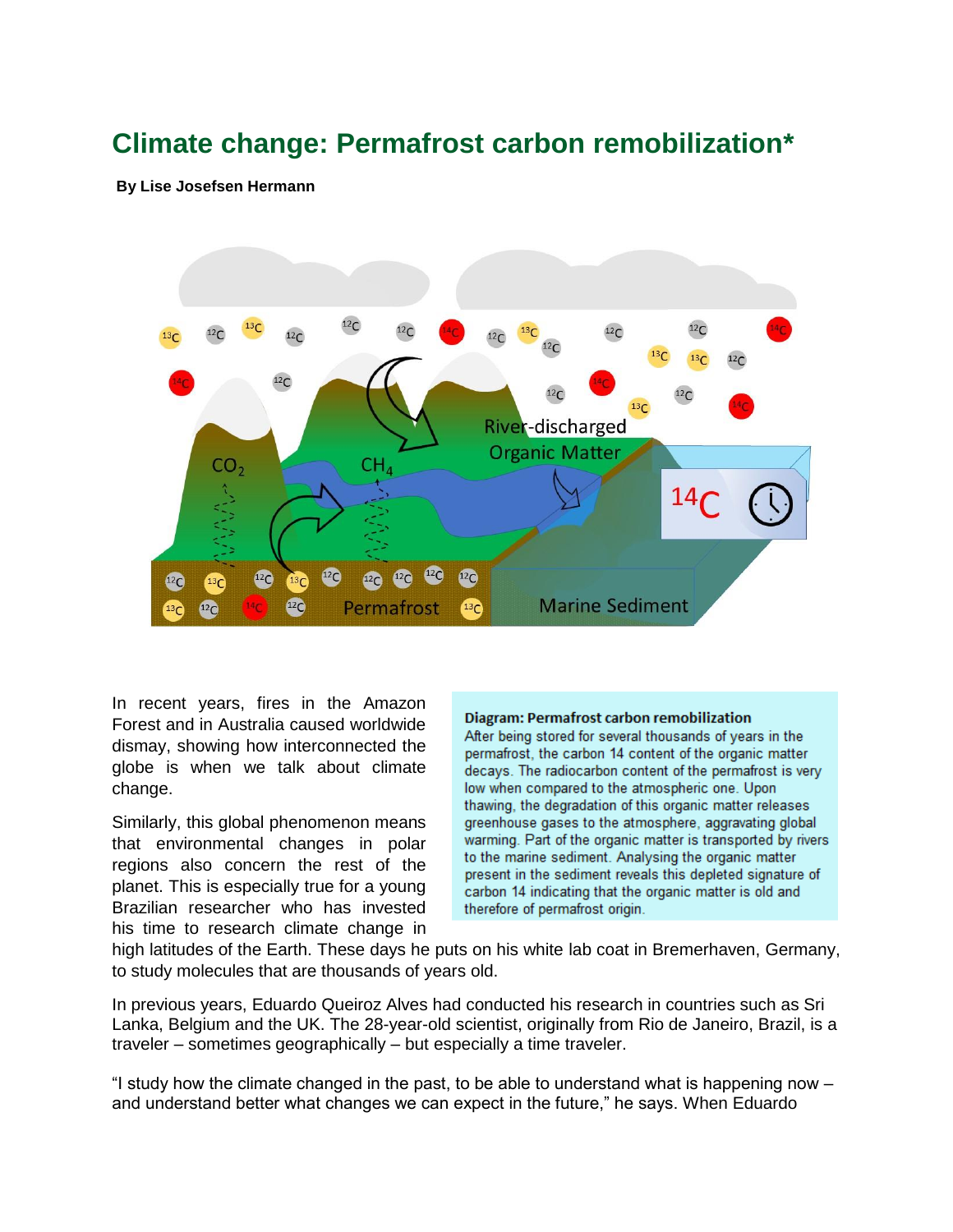# Climate change: Permafrost carbon remobilization*

**By Lise Josefsen Hermann**

In recent years, fires in the Amazon Forest and in Australia caused worldwide dismay, showing how interconnected the globe is when we talk about climate change.

Similarly, this global phenomenon means that environmental changes in polar regions also concern the rest of the planet. This is especially true for a young Brazilian researcher who has invested his time to research climate change in high latitudes of the Earth. These days he puts on his white lab coat in Bremerhaven, Germany, to study molecules that are thousands of years old.

> **Diagram: Permafrost carbon remobilization**
> After being stored for several thousands of years in the permafrost, the carbon 14 content of the organic matter decays. The radiocarbon content of the permafrost is very low when compared to the atmospheric one. Upon thawing, the degradation of this organic matter releases greenhouse gases to the atmosphere, aggravating global warming. Part of the organic matter is transported by rivers to the marine sediment. Analysing the organic matter present in the sediment reveals this depleted signature of carbon 14 indicating that the organic matter is old and therefore of permafrost origin.

In previous years, Eduardo Queiroz Alves had conducted his research in countries such as Sri Lanka, Belgium and the UK. The 28-year-old scientist, originally from Rio de Janeiro, Brazil, is a traveler – sometimes geographically – but especially a time traveler.

"I study how the climate changed in the past, to be able to understand what is happening now – and understand better what changes we can expect in the future," he says. When Eduardo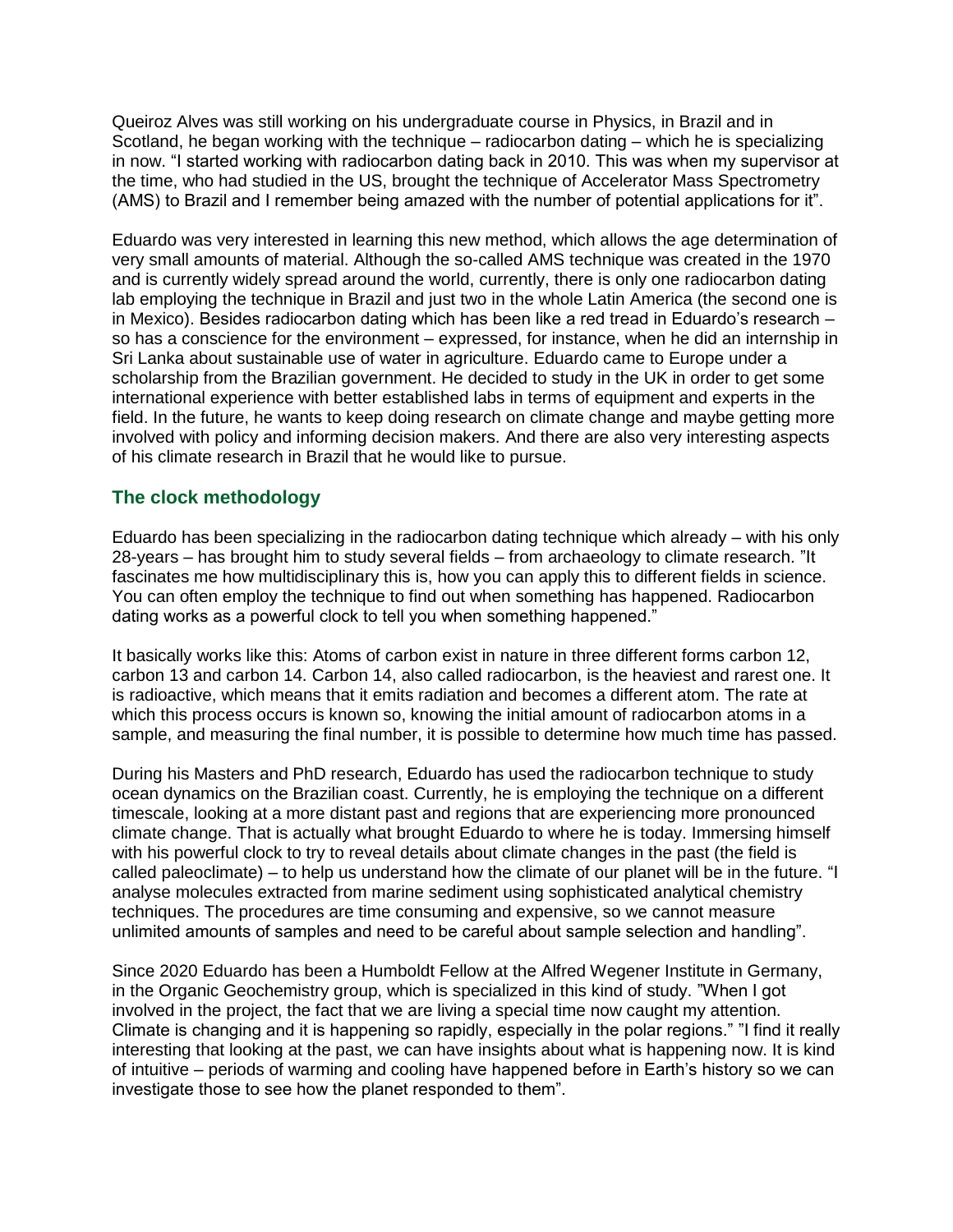Queiroz Alves was still working on his undergraduate course in Physics, in Brazil and in Scotland, he began working with the technique – radiocarbon dating – which he is specializing in now. "I started working with radiocarbon dating back in 2010. This was when my supervisor at the time, who had studied in the US, brought the technique of Accelerator Mass Spectrometry (AMS) to Brazil and I remember being amazed with the number of potential applications for it".

Eduardo was very interested in learning this new method, which allows the age determination of very small amounts of material. Although the so-called AMS technique was created in the 1970 and is currently widely spread around the world, currently, there is only one radiocarbon dating lab employing the technique in Brazil and just two in the whole Latin America (the second one is in Mexico). Besides radiocarbon dating which has been like a red tread in Eduardo's research – so has a conscience for the environment – expressed, for instance, when he did an internship in Sri Lanka about sustainable use of water in agriculture. Eduardo came to Europe under a scholarship from the Brazilian government. He decided to study in the UK in order to get some international experience with better established labs in terms of equipment and experts in the field. In the future, he wants to keep doing research on climate change and maybe getting more involved with policy and informing decision makers. And there are also very interesting aspects of his climate research in Brazil that he would like to pursue.

## The clock methodology

Eduardo has been specializing in the radiocarbon dating technique which already – with his only 28-years – has brought him to study several fields – from archaeology to climate research. "It fascinates me how multidisciplinary this is, how you can apply this to different fields in science. You can often employ the technique to find out when something has happened. Radiocarbon dating works as a powerful clock to tell you when something happened."

It basically works like this: Atoms of carbon exist in nature in three different forms carbon 12, carbon 13 and carbon 14. Carbon 14, also called radiocarbon, is the heaviest and rarest one. It is radioactive, which means that it emits radiation and becomes a different atom. The rate at which this process occurs is known so, knowing the initial amount of radiocarbon atoms in a sample, and measuring the final number, it is possible to determine how much time has passed.

During his Masters and PhD research, Eduardo has used the radiocarbon technique to study ocean dynamics on the Brazilian coast. Currently, he is employing the technique on a different timescale, looking at a more distant past and regions that are experiencing more pronounced climate change. That is actually what brought Eduardo to where he is today. Immersing himself with his powerful clock to try to reveal details about climate changes in the past (the field is called paleoclimate) – to help us understand how the climate of our planet will be in the future. "I analyse molecules extracted from marine sediment using sophisticated analytical chemistry techniques. The procedures are time consuming and expensive, so we cannot measure unlimited amounts of samples and need to be careful about sample selection and handling".

Since 2020 Eduardo has been a Humboldt Fellow at the Alfred Wegener Institute in Germany, in the Organic Geochemistry group, which is specialized in this kind of study. "When I got involved in the project, the fact that we are living a special time now caught my attention. Climate is changing and it is happening so rapidly, especially in the polar regions." "I find it really interesting that looking at the past, we can have insights about what is happening now. It is kind of intuitive – periods of warming and cooling have happened before in Earth's history so we can investigate those to see how the planet responded to them".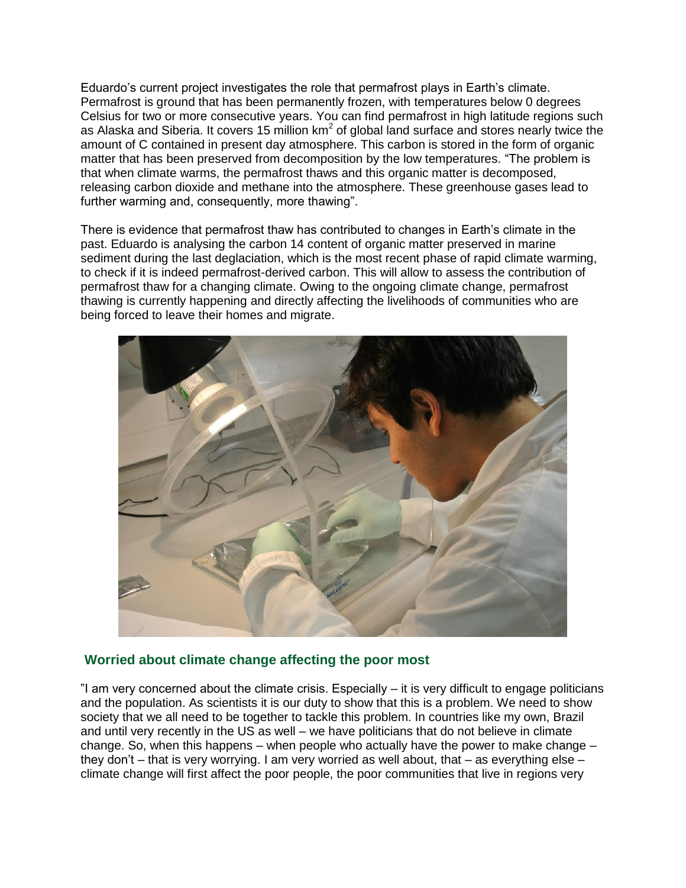Eduardo's current project investigates the role that permafrost plays in Earth's climate. Permafrost is ground that has been permanently frozen, with temperatures below 0 degrees Celsius for two or more consecutive years. You can find permafrost in high latitude regions such as Alaska and Siberia. It covers 15 million $km^2$ of global land surface and stores nearly twice the amount of C contained in present day atmosphere. This carbon is stored in the form of organic matter that has been preserved from decomposition by the low temperatures. "The problem is that when climate warms, the permafrost thaws and this organic matter is decomposed, releasing carbon dioxide and methane into the atmosphere. These greenhouse gases lead to further warming and, consequently, more thawing".

There is evidence that permafrost thaw has contributed to changes in Earth's climate in the past. Eduardo is analysing the carbon 14 content of organic matter preserved in marine sediment during the last deglaciation, which is the most recent phase of rapid climate warming, to check if it is indeed permafrost-derived carbon. This will allow to assess the contribution of permafrost thaw for a changing climate. Owing to the ongoing climate change, permafrost thawing is currently happening and directly affecting the livelihoods of communities who are being forced to leave their homes and migrate.

## Worried about climate change affecting the poor most

"I am very concerned about the climate crisis. Especially – it is very difficult to engage politicians and the population. As scientists it is our duty to show that this is a problem. We need to show society that we all need to be together to tackle this problem. In countries like my own, Brazil and until very recently in the US as well – we have politicians that do not believe in climate change. So, when this happens – when people who actually have the power to make change – they don't – that is very worrying. I am very worried as well about, that – as everything else – climate change will first affect the poor people, the poor communities that live in regions very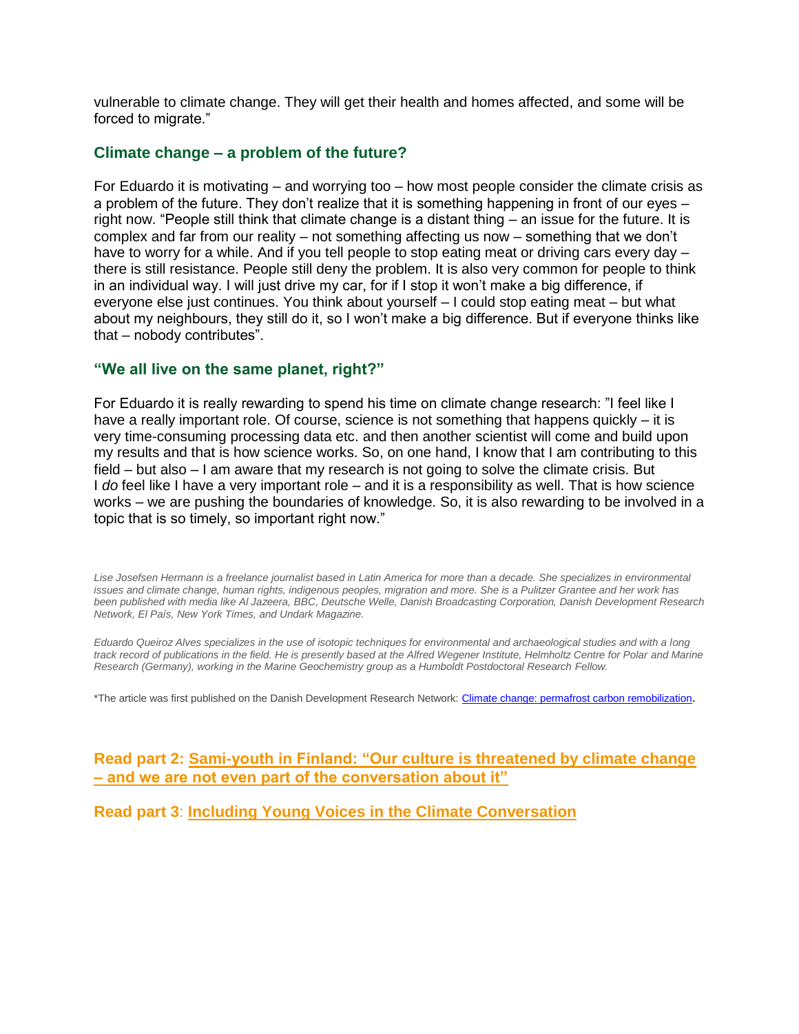vulnerable to climate change. They will get their health and homes affected, and some will be forced to migrate."

## Climate change – a problem of the future?

For Eduardo it is motivating – and worrying too – how most people consider the climate crisis as a problem of the future. They don't realize that it is something happening in front of our eyes – right now. "People still think that climate change is a distant thing – an issue for the future. It is complex and far from our reality – not something affecting us now – something that we don't have to worry for a while. And if you tell people to stop eating meat or driving cars every day – there is still resistance. People still deny the problem. It is also very common for people to think in an individual way. I will just drive my car, for if I stop it won't make a big difference, if everyone else just continues. You think about yourself – I could stop eating meat – but what about my neighbours, they still do it, so I won't make a big difference. But if everyone thinks like that – nobody contributes".

## "We all live on the same planet, right?"

For Eduardo it is really rewarding to spend his time on climate change research: "I feel like I have a really important role. Of course, science is not something that happens quickly – it is very time-consuming processing data etc. and then another scientist will come and build upon my results and that is how science works. So, on one hand, I know that I am contributing to this field – but also – I am aware that my research is not going to solve the climate crisis. But I *do* feel like I have a very important role – and it is a responsibility as well. That is how science works – we are pushing the boundaries of knowledge. So, it is also rewarding to be involved in a topic that is so timely, so important right now."

*Lise Josefsen Hermann is a freelance journalist based in Latin America for more than a decade. She specializes in environmental issues and climate change, human rights, indigenous peoples, migration and more. She is a Pulitzer Grantee and her work has been published with media like Al Jazeera, BBC, Deutsche Welle, Danish Broadcasting Corporation, Danish Development Research Network, El País, New York Times, and Undark Magazine.*

*Eduardo Queiroz Alves specializes in the use of isotopic techniques for environmental and archaeological studies and with a long track record of publications in the field. He is presently based at the Alfred Wegener Institute, Helmholtz Centre for Polar and Marine Research (Germany), working in the Marine Geochemistry group as a Humboldt Postdoctoral Research Fellow.*

*The article was first published on the Danish Development Research Network: [Climate change: permafrost carbon remobilization](#).

**Read part 2: [Sami-youth in Finland: "Our culture is threatened by climate change – and we are not even part of the conversation about it"](#)**

**Read part 3: [Including Young Voices in the Climate Conversation](#)**